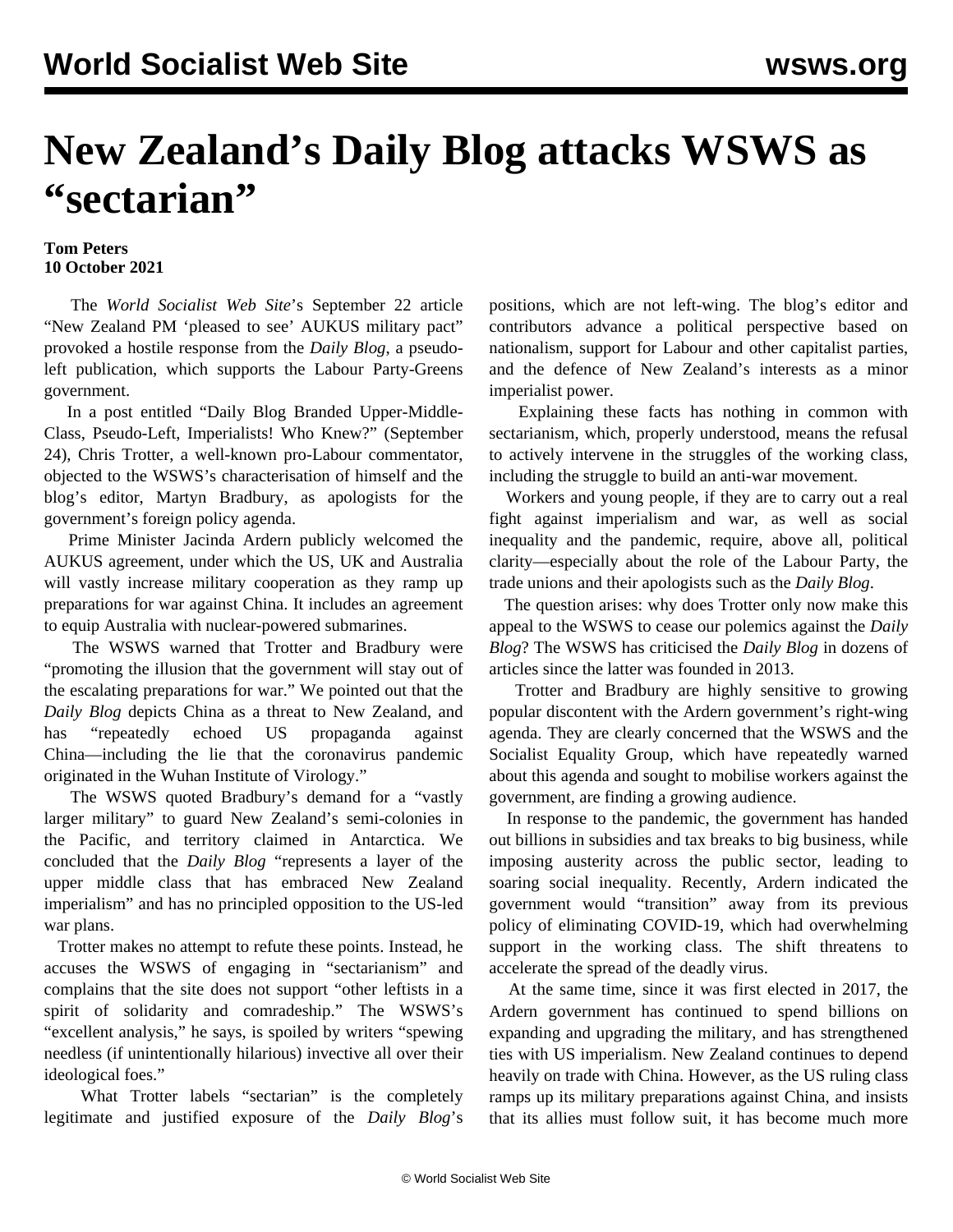# New Zealand's Daily Blog attacks WSWS as "sectarian"

**Tom Peters**
**10 October 2021**

The *World Socialist Web Site*'s September 22 article "New Zealand PM 'pleased to see' AUKUS military pact" provoked a hostile response from the *Daily Blog*, a pseudo-left publication, which supports the Labour Party-Greens government.

In a post entitled "Daily Blog Branded Upper-Middle-Class, Pseudo-Left, Imperialists! Who Knew?" (September 24), Chris Trotter, a well-known pro-Labour commentator, objected to the WSWS's characterisation of himself and the blog's editor, Martyn Bradbury, as apologists for the government's foreign policy agenda.

Prime Minister Jacinda Ardern publicly welcomed the AUKUS agreement, under which the US, UK and Australia will vastly increase military cooperation as they ramp up preparations for war against China. It includes an agreement to equip Australia with nuclear-powered submarines.

The WSWS warned that Trotter and Bradbury were "promoting the illusion that the government will stay out of the escalating preparations for war." We pointed out that the *Daily Blog* depicts China as a threat to New Zealand, and has "repeatedly echoed US propaganda against China—including the lie that the coronavirus pandemic originated in the Wuhan Institute of Virology."

The WSWS quoted Bradbury's demand for a "vastly larger military" to guard New Zealand's semi-colonies in the Pacific, and territory claimed in Antarctica. We concluded that the *Daily Blog* "represents a layer of the upper middle class that has embraced New Zealand imperialism" and has no principled opposition to the US-led war plans.

Trotter makes no attempt to refute these points. Instead, he accuses the WSWS of engaging in "sectarianism" and complains that the site does not support "other leftists in a spirit of solidarity and comradeship." The WSWS's "excellent analysis," he says, is spoiled by writers "spewing needless (if unintentionally hilarious) invective all over their ideological foes."

What Trotter labels "sectarian" is the completely legitimate and justified exposure of the *Daily Blog*'s positions, which are not left-wing. The blog's editor and contributors advance a political perspective based on nationalism, support for Labour and other capitalist parties, and the defence of New Zealand's interests as a minor imperialist power.

Explaining these facts has nothing in common with sectarianism, which, properly understood, means the refusal to actively intervene in the struggles of the working class, including the struggle to build an anti-war movement.

Workers and young people, if they are to carry out a real fight against imperialism and war, as well as social inequality and the pandemic, require, above all, political clarity—especially about the role of the Labour Party, the trade unions and their apologists such as the *Daily Blog*.

The question arises: why does Trotter only now make this appeal to the WSWS to cease our polemics against the *Daily Blog*? The WSWS has criticised the *Daily Blog* in dozens of articles since the latter was founded in 2013.

Trotter and Bradbury are highly sensitive to growing popular discontent with the Ardern government's right-wing agenda. They are clearly concerned that the WSWS and the Socialist Equality Group, which have repeatedly warned about this agenda and sought to mobilise workers against the government, are finding a growing audience.

In response to the pandemic, the government has handed out billions in subsidies and tax breaks to big business, while imposing austerity across the public sector, leading to soaring social inequality. Recently, Ardern indicated the government would "transition" away from its previous policy of eliminating COVID-19, which had overwhelming support in the working class. The shift threatens to accelerate the spread of the deadly virus.

At the same time, since it was first elected in 2017, the Ardern government has continued to spend billions on expanding and upgrading the military, and has strengthened ties with US imperialism. New Zealand continues to depend heavily on trade with China. However, as the US ruling class ramps up its military preparations against China, and insists that its allies must follow suit, it has become much more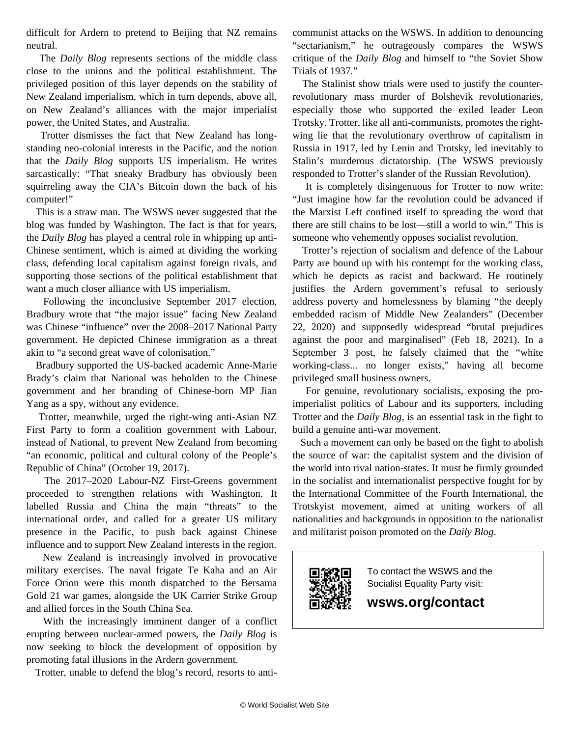difficult for Ardern to pretend to Beijing that NZ remains neutral.

The *Daily Blog* represents sections of the middle class close to the unions and the political establishment. The privileged position of this layer depends on the stability of New Zealand imperialism, which in turn depends, above all, on New Zealand's alliances with the major imperialist power, the United States, and Australia.

Trotter dismisses the fact that New Zealand has long-standing neo-colonial interests in the Pacific, and the notion that the *Daily Blog* supports US imperialism. He writes sarcastically: "That sneaky Bradbury has obviously been squirreling away the CIA's Bitcoin down the back of his computer!"

This is a straw man. The WSWS never suggested that the blog was funded by Washington. The fact is that for years, the *Daily Blog* has played a central role in whipping up anti-Chinese sentiment, which is aimed at dividing the working class, defending local capitalism against foreign rivals, and supporting those sections of the political establishment that want a much closer alliance with US imperialism.

Following the inconclusive September 2017 election, Bradbury wrote that "the major issue" facing New Zealand was Chinese "influence" over the 2008–2017 National Party government. He depicted Chinese immigration as a threat akin to "a second great wave of colonisation."

Bradbury supported the US-backed academic Anne-Marie Brady's claim that National was beholden to the Chinese government and her branding of Chinese-born MP Jian Yang as a spy, without any evidence.

Trotter, meanwhile, urged the right-wing anti-Asian NZ First Party to form a coalition government with Labour, instead of National, to prevent New Zealand from becoming "an economic, political and cultural colony of the People's Republic of China" (October 19, 2017).

The 2017–2020 Labour-NZ First-Greens government proceeded to strengthen relations with Washington. It labelled Russia and China the main "threats" to the international order, and called for a greater US military presence in the Pacific, to push back against Chinese influence and to support New Zealand interests in the region.

New Zealand is increasingly involved in provocative military exercises. The naval frigate Te Kaha and an Air Force Orion were this month dispatched to the Bersama Gold 21 war games, alongside the UK Carrier Strike Group and allied forces in the South China Sea.

With the increasingly imminent danger of a conflict erupting between nuclear-armed powers, the *Daily Blog* is now seeking to block the development of opposition by promoting fatal illusions in the Ardern government.

Trotter, unable to defend the blog's record, resorts to anti-communist attacks on the WSWS. In addition to denouncing "sectarianism," he outrageously compares the WSWS critique of the *Daily Blog* and himself to "the Soviet Show Trials of 1937."

The Stalinist show trials were used to justify the counter-revolutionary mass murder of Bolshevik revolutionaries, especially those who supported the exiled leader Leon Trotsky. Trotter, like all anti-communists, promotes the right-wing lie that the revolutionary overthrow of capitalism in Russia in 1917, led by Lenin and Trotsky, led inevitably to Stalin's murderous dictatorship. (The WSWS previously responded to Trotter's slander of the Russian Revolution).

It is completely disingenuous for Trotter to now write: "Just imagine how far the revolution could be advanced if the Marxist Left confined itself to spreading the word that there are still chains to be lost—still a world to win." This is someone who vehemently opposes socialist revolution.

Trotter's rejection of socialism and defence of the Labour Party are bound up with his contempt for the working class, which he depicts as racist and backward. He routinely justifies the Ardern government's refusal to seriously address poverty and homelessness by blaming "the deeply embedded racism of Middle New Zealanders" (December 22, 2020) and supposedly widespread "brutal prejudices against the poor and marginalised" (Feb 18, 2021). In a September 3 post, he falsely claimed that the "white working-class... no longer exists," having all become privileged small business owners.

For genuine, revolutionary socialists, exposing the pro-imperialist politics of Labour and its supporters, including Trotter and the *Daily Blog*, is an essential task in the fight to build a genuine anti-war movement.

Such a movement can only be based on the fight to abolish the source of war: the capitalist system and the division of the world into rival nation-states. It must be firmly grounded in the socialist and internationalist perspective fought for by the International Committee of the Fourth International, the Trotskyist movement, aimed at uniting workers of all nationalities and backgrounds in opposition to the nationalist and militarist poison promoted on the *Daily Blog*.

To contact the WSWS and the Socialist Equality Party visit:

**wsws.org/contact**